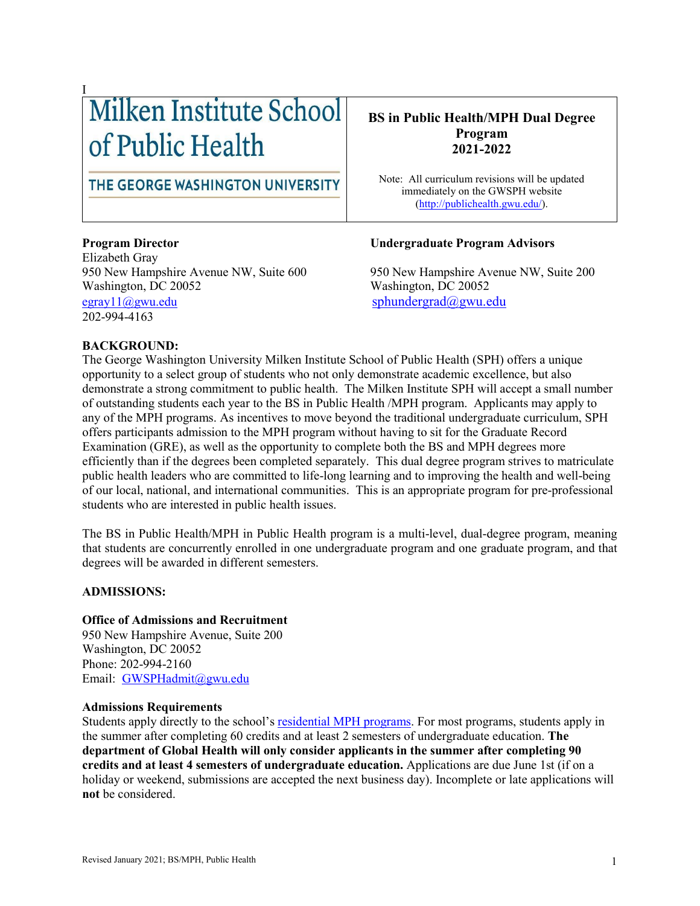I

Milken Institute School of Public Health

THE GEORGE WASHINGTON UNIVERSITY

**BS in Public Health/MPH Dual Degree Program 2021-2022**

Note: All curriculum revisions will be updated immediately on the GWSPH website (http://publichealth.gwu.edu/).

**Program Director**
Elizabeth Gray
950 New Hampshire Avenue NW, Suite 600
Washington, DC 20052
egray11@gwu.edu
202-994-4163

**Undergraduate Program Advisors**

950 New Hampshire Avenue NW, Suite 200
Washington, DC 20052
sphundergrad@gwu.edu

**BACKGROUND:**

The George Washington University Milken Institute School of Public Health (SPH) offers a unique opportunity to a select group of students who not only demonstrate academic excellence, but also demonstrate a strong commitment to public health. The Milken Institute SPH will accept a small number of outstanding students each year to the BS in Public Health /MPH program. Applicants may apply to any of the MPH programs. As incentives to move beyond the traditional undergraduate curriculum, SPH offers participants admission to the MPH program without having to sit for the Graduate Record Examination (GRE), as well as the opportunity to complete both the BS and MPH degrees more efficiently than if the degrees been completed separately. This dual degree program strives to matriculate public health leaders who are committed to life-long learning and to improving the health and well-being of our local, national, and international communities. This is an appropriate program for pre-professional students who are interested in public health issues.

The BS in Public Health/MPH in Public Health program is a multi-level, dual-degree program, meaning that students are concurrently enrolled in one undergraduate program and one graduate program, and that degrees will be awarded in different semesters.

**ADMISSIONS:**

**Office of Admissions and Recruitment**
950 New Hampshire Avenue, Suite 200
Washington, DC 20052
Phone: 202-994-2160
Email: GWSPHadmit@gwu.edu

**Admissions Requirements**

Students apply directly to the school's residential MPH programs. For most programs, students apply in the summer after completing 60 credits and at least 2 semesters of undergraduate education. **The department of Global Health will only consider applicants in the summer after completing 90 credits and at least 4 semesters of undergraduate education.** Applications are due June 1st (if on a holiday or weekend, submissions are accepted the next business day). Incomplete or late applications will **not** be considered.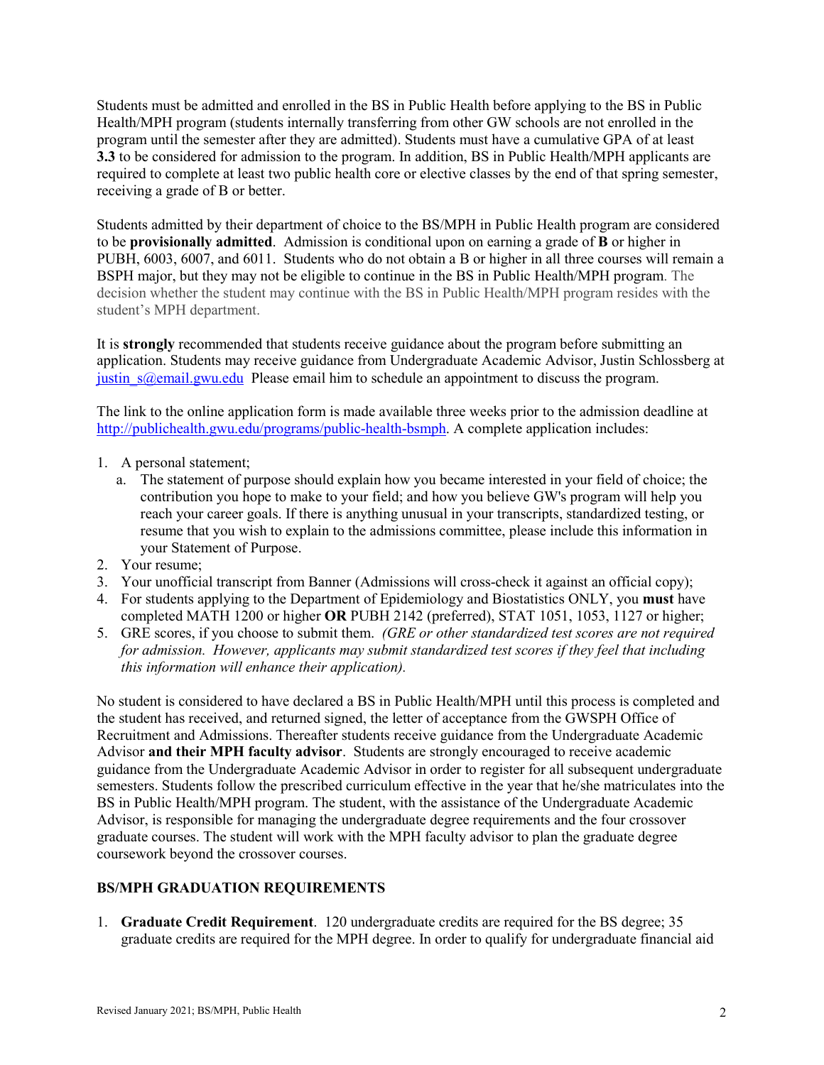Students must be admitted and enrolled in the BS in Public Health before applying to the BS in Public Health/MPH program (students internally transferring from other GW schools are not enrolled in the program until the semester after they are admitted). Students must have a cumulative GPA of at least **3.3** to be considered for admission to the program. In addition, BS in Public Health/MPH applicants are required to complete at least two public health core or elective classes by the end of that spring semester, receiving a grade of B or better.

Students admitted by their department of choice to the BS/MPH in Public Health program are considered to be **provisionally admitted**. Admission is conditional upon on earning a grade of **B** or higher in PUBH, 6003, 6007, and 6011. Students who do not obtain a B or higher in all three courses will remain a BSPH major, but they may not be eligible to continue in the BS in Public Health/MPH program. The decision whether the student may continue with the BS in Public Health/MPH program resides with the student's MPH department.

It is **strongly** recommended that students receive guidance about the program before submitting an application. Students may receive guidance from Undergraduate Academic Advisor, Justin Schlossberg at justin_s@email.gwu.edu Please email him to schedule an appointment to discuss the program.

The link to the online application form is made available three weeks prior to the admission deadline at http://publichealth.gwu.edu/programs/public-health-bsmph. A complete application includes:

1. A personal statement;
   a. The statement of purpose should explain how you became interested in your field of choice; the contribution you hope to make to your field; and how you believe GW's program will help you reach your career goals. If there is anything unusual in your transcripts, standardized testing, or resume that you wish to explain to the admissions committee, please include this information in your Statement of Purpose.
2. Your resume;
3. Your unofficial transcript from Banner (Admissions will cross-check it against an official copy);
4. For students applying to the Department of Epidemiology and Biostatistics ONLY, you **must** have completed MATH 1200 or higher **OR** PUBH 2142 (preferred), STAT 1051, 1053, 1127 or higher;
5. GRE scores, if you choose to submit them. *(GRE or other standardized test scores are not required for admission. However, applicants may submit standardized test scores if they feel that including this information will enhance their application).*

No student is considered to have declared a BS in Public Health/MPH until this process is completed and the student has received, and returned signed, the letter of acceptance from the GWSPH Office of Recruitment and Admissions. Thereafter students receive guidance from the Undergraduate Academic Advisor **and their MPH faculty advisor**. Students are strongly encouraged to receive academic guidance from the Undergraduate Academic Advisor in order to register for all subsequent undergraduate semesters. Students follow the prescribed curriculum effective in the year that he/she matriculates into the BS in Public Health/MPH program. The student, with the assistance of the Undergraduate Academic Advisor, is responsible for managing the undergraduate degree requirements and the four crossover graduate courses. The student will work with the MPH faculty advisor to plan the graduate degree coursework beyond the crossover courses.

## BS/MPH GRADUATION REQUIREMENTS

1. **Graduate Credit Requirement**. 120 undergraduate credits are required for the BS degree; 35 graduate credits are required for the MPH degree. In order to qualify for undergraduate financial aid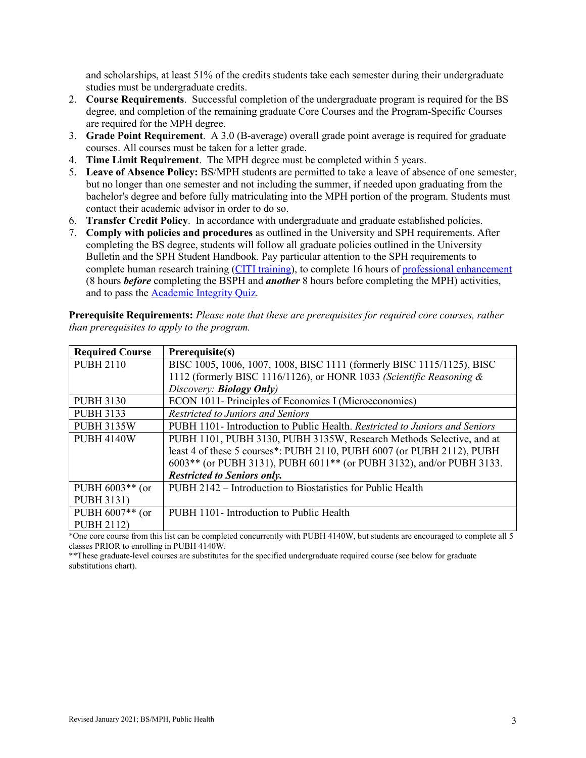and scholarships, at least 51% of the credits students take each semester during their undergraduate studies must be undergraduate credits.

2. **Course Requirements**. Successful completion of the undergraduate program is required for the BS degree, and completion of the remaining graduate Core Courses and the Program-Specific Courses are required for the MPH degree.
3. **Grade Point Requirement**. A 3.0 (B-average) overall grade point average is required for graduate courses. All courses must be taken for a letter grade.
4. **Time Limit Requirement**. The MPH degree must be completed within 5 years.
5. **Leave of Absence Policy:** BS/MPH students are permitted to take a leave of absence of one semester, but no longer than one semester and not including the summer, if needed upon graduating from the bachelor's degree and before fully matriculating into the MPH portion of the program. Students must contact their academic advisor in order to do so.
6. **Transfer Credit Policy**. In accordance with undergraduate and graduate established policies.
7. **Comply with policies and procedures** as outlined in the University and SPH requirements. After completing the BS degree, students will follow all graduate policies outlined in the University Bulletin and the SPH Student Handbook. Pay particular attention to the SPH requirements to complete human research training (CITI training), to complete 16 hours of professional enhancement (8 hours ***before*** completing the BSPH and ***another*** 8 hours before completing the MPH) activities, and to pass the Academic Integrity Quiz.

**Prerequisite Requirements:** *Please note that these are prerequisites for required core courses, rather than prerequisites to apply to the program.*

| Required Course | Prerequisite(s) |
|---|---|
| PUBH 2110 | BISC 1005, 1006, 1007, 1008, BISC 1111 (formerly BISC 1115/1125), BISC 1112 (formerly BISC 1116/1126), or HONR 1033 *(Scientific Reasoning & Discovery: **Biology Only**)* |
| PUBH 3130 | ECON 1011- Principles of Economics I (Microeconomics) |
| PUBH 3133 | *Restricted to Juniors and Seniors* |
| PUBH 3135W | PUBH 1101- Introduction to Public Health. *Restricted to Juniors and Seniors* |
| PUBH 4140W | PUBH 1101, PUBH 3130, PUBH 3135W, Research Methods Selective, and at least 4 of these 5 courses*: PUBH 2110, PUBH 6007 (or PUBH 2112), PUBH 6003** (or PUBH 3131), PUBH 6011** (or PUBH 3132), and/or PUBH 3133. ***Restricted to Seniors only.*** |
| PUBH 6003** (or PUBH 3131) | PUBH 2142 – Introduction to Biostatistics for Public Health |
| PUBH 6007** (or PUBH 2112) | PUBH 1101- Introduction to Public Health |

*One core course from this list can be completed concurrently with PUBH 4140W, but students are encouraged to complete all 5 classes PRIOR to enrolling in PUBH 4140W.

**These graduate-level courses are substitutes for the specified undergraduate required course (see below for graduate substitutions chart).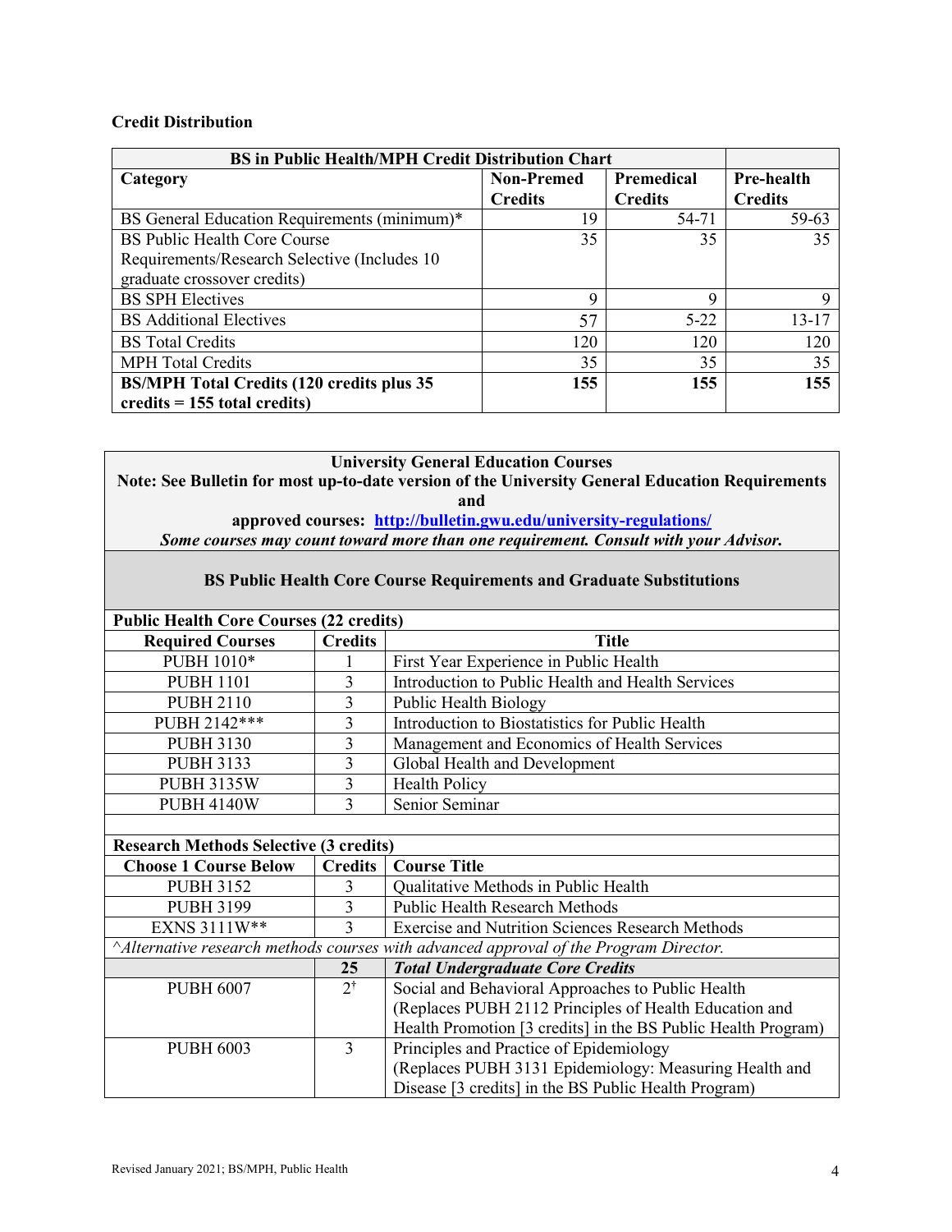**Credit Distribution**

| BS in Public Health/MPH Credit Distribution Chart | | | |
|---|---|---|---|
| **Category** | **Non-Premed Credits** | **Premedical Credits** | **Pre-health Credits** |
| BS General Education Requirements (minimum)* | 19 | 54-71 | 59-63 |
| BS Public Health Core Course Requirements/Research Selective (Includes 10 graduate crossover credits) | 35 | 35 | 35 |
| BS SPH Electives | 9 | 9 | 9 |
| BS Additional Electives | 57 | 5-22 | 13-17 |
| BS Total Credits | 120 | 120 | 120 |
| MPH Total Credits | 35 | 35 | 35 |
| **BS/MPH Total Credits (120 credits plus 35 credits = 155 total credits)** | **155** | **155** | **155** |

**University General Education Courses**
**Note: See Bulletin for most up-to-date version of the University General Education Requirements and approved courses: [http://bulletin.gwu.edu/university-regulations/](http://bulletin.gwu.edu/university-regulations/)**
***Some courses may count toward more than one requirement. Consult with your Advisor.***

**BS Public Health Core Course Requirements and Graduate Substitutions**

| **Public Health Core Courses (22 credits)** | | |
|---|---|---|
| **Required Courses** | **Credits** | **Title** |
| PUBH 1010* | 1 | First Year Experience in Public Health |
| PUBH 1101 | 3 | Introduction to Public Health and Health Services |
| PUBH 2110 | 3 | Public Health Biology |
| PUBH 2142*** | 3 | Introduction to Biostatistics for Public Health |
| PUBH 3130 | 3 | Management and Economics of Health Services |
| PUBH 3133 | 3 | Global Health and Development |
| PUBH 3135W | 3 | Health Policy |
| PUBH 4140W | 3 | Senior Seminar |
| | | |
| **Research Methods Selective (3 credits)** | | |
| **Choose 1 Course Below** | **Credits** | **Course Title** |
| PUBH 3152 | 3 | Qualitative Methods in Public Health |
| PUBH 3199 | 3 | Public Health Research Methods |
| EXNS 3111W** | 3 | Exercise and Nutrition Sciences Research Methods |
| *^Alternative research methods courses with advanced approval of the Program Director.* | | |
| | **25** | ***Total Undergraduate Core Credits*** |
| PUBH 6007 | 2† | Social and Behavioral Approaches to Public Health (Replaces PUBH 2112 Principles of Health Education and Health Promotion [3 credits] in the BS Public Health Program) |
| PUBH 6003 | 3 | Principles and Practice of Epidemiology (Replaces PUBH 3131 Epidemiology: Measuring Health and Disease [3 credits] in the BS Public Health Program) |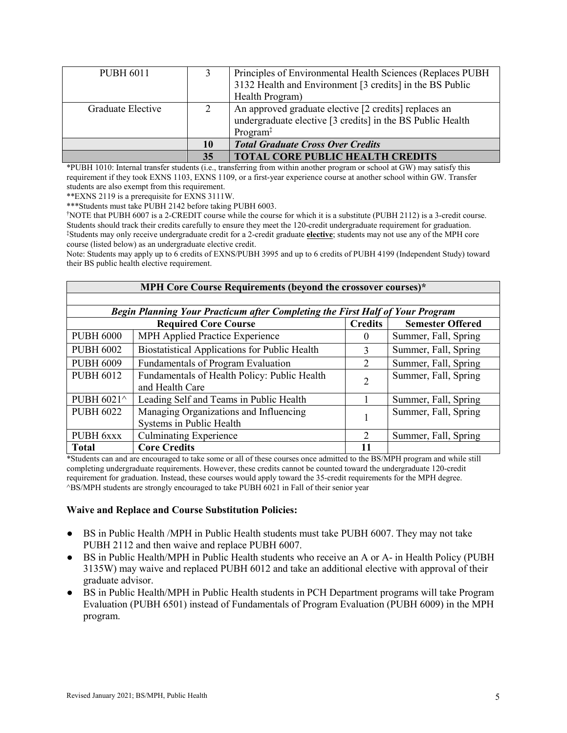| PUBH 6011 | 3 | Principles of Environmental Health Sciences (Replaces PUBH 3132 Health and Environment [3 credits] in the BS Public Health Program) |
|---|---|---|
| Graduate Elective | 2 | An approved graduate elective [2 credits] replaces an undergraduate elective [3 credits] in the BS Public Health Program‡ |
| | **10** | ***Total Graduate Cross Over Credits*** |
| | **35** | **TOTAL CORE PUBLIC HEALTH CREDITS** |

*PUBH 1010: Internal transfer students (i.e., transferring from within another program or school at GW) may satisfy this requirement if they took EXNS 1103, EXNS 1109, or a first-year experience course at another school within GW. Transfer students are also exempt from this requirement.

**EXNS 2119 is a prerequisite for EXNS 3111W.

***Students must take PUBH 2142 before taking PUBH 6003.

†NOTE that PUBH 6007 is a 2-CREDIT course while the course for which it is a substitute (PUBH 2112) is a 3-credit course. Students should track their credits carefully to ensure they meet the 120-credit undergraduate requirement for graduation.

‡Students may only receive undergraduate credit for a 2-credit graduate **elective**; students may not use any of the MPH core course (listed below) as an undergraduate elective credit.

Note: Students may apply up to 6 credits of EXNS/PUBH 3995 and up to 6 credits of PUBH 4199 (Independent Study) toward their BS public health elective requirement.

| **MPH Core Course Requirements (beyond the crossover courses)*** | | | |
|---|---|---|---|
| | | | |
| ***Begin Planning Your Practicum after Completing the First Half of Your Program*** | | | |
| **Required Core Course** | | **Credits** | **Semester Offered** |
| PUBH 6000 | MPH Applied Practice Experience | 0 | Summer, Fall, Spring |
| PUBH 6002 | Biostatistical Applications for Public Health | 3 | Summer, Fall, Spring |
| PUBH 6009 | Fundamentals of Program Evaluation | 2 | Summer, Fall, Spring |
| PUBH 6012 | Fundamentals of Health Policy: Public Health and Health Care | 2 | Summer, Fall, Spring |
| PUBH 6021^ | Leading Self and Teams in Public Health | 1 | Summer, Fall, Spring |
| PUBH 6022 | Managing Organizations and Influencing Systems in Public Health | 1 | Summer, Fall, Spring |
| PUBH 6xxx | Culminating Experience | 2 | Summer, Fall, Spring |
| **Total** | **Core Credits** | **11** | |

*Students can and are encouraged to take some or all of these courses once admitted to the BS/MPH program and while still completing undergraduate requirements. However, these credits cannot be counted toward the undergraduate 120-credit requirement for graduation. Instead, these courses would apply toward the 35-credit requirements for the MPH degree.

^BS/MPH students are strongly encouraged to take PUBH 6021 in Fall of their senior year

**Waive and Replace and Course Substitution Policies:**

- BS in Public Health /MPH in Public Health students must take PUBH 6007. They may not take PUBH 2112 and then waive and replace PUBH 6007.
- BS in Public Health/MPH in Public Health students who receive an A or A- in Health Policy (PUBH 3135W) may waive and replaced PUBH 6012 and take an additional elective with approval of their graduate advisor.
- BS in Public Health/MPH in Public Health students in PCH Department programs will take Program Evaluation (PUBH 6501) instead of Fundamentals of Program Evaluation (PUBH 6009) in the MPH program.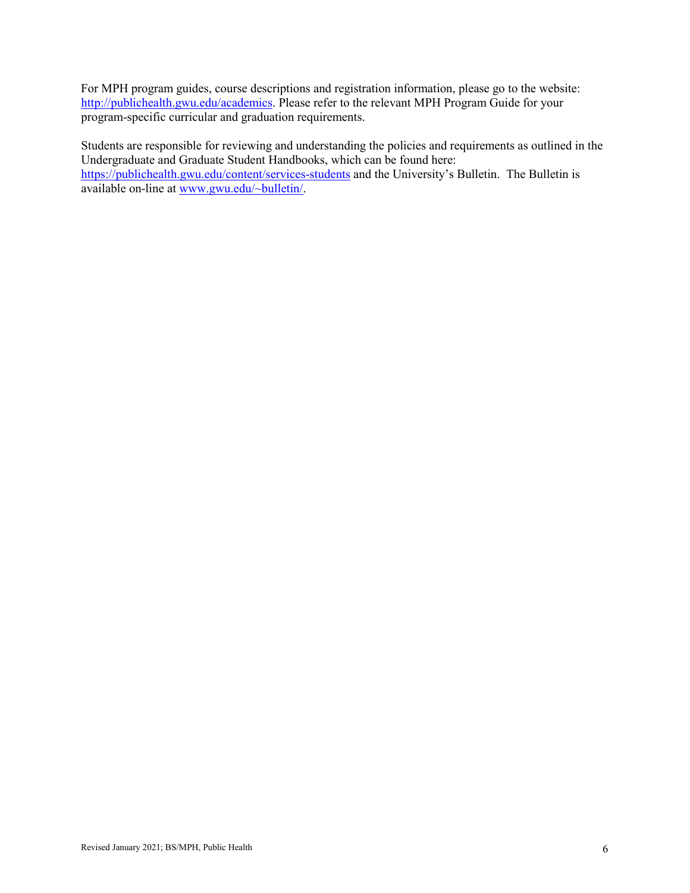For MPH program guides, course descriptions and registration information, please go to the website: http://publichealth.gwu.edu/academics. Please refer to the relevant MPH Program Guide for your program-specific curricular and graduation requirements.

Students are responsible for reviewing and understanding the policies and requirements as outlined in the Undergraduate and Graduate Student Handbooks, which can be found here: https://publichealth.gwu.edu/content/services-students and the University's Bulletin. The Bulletin is available on-line at www.gwu.edu/~bulletin/.